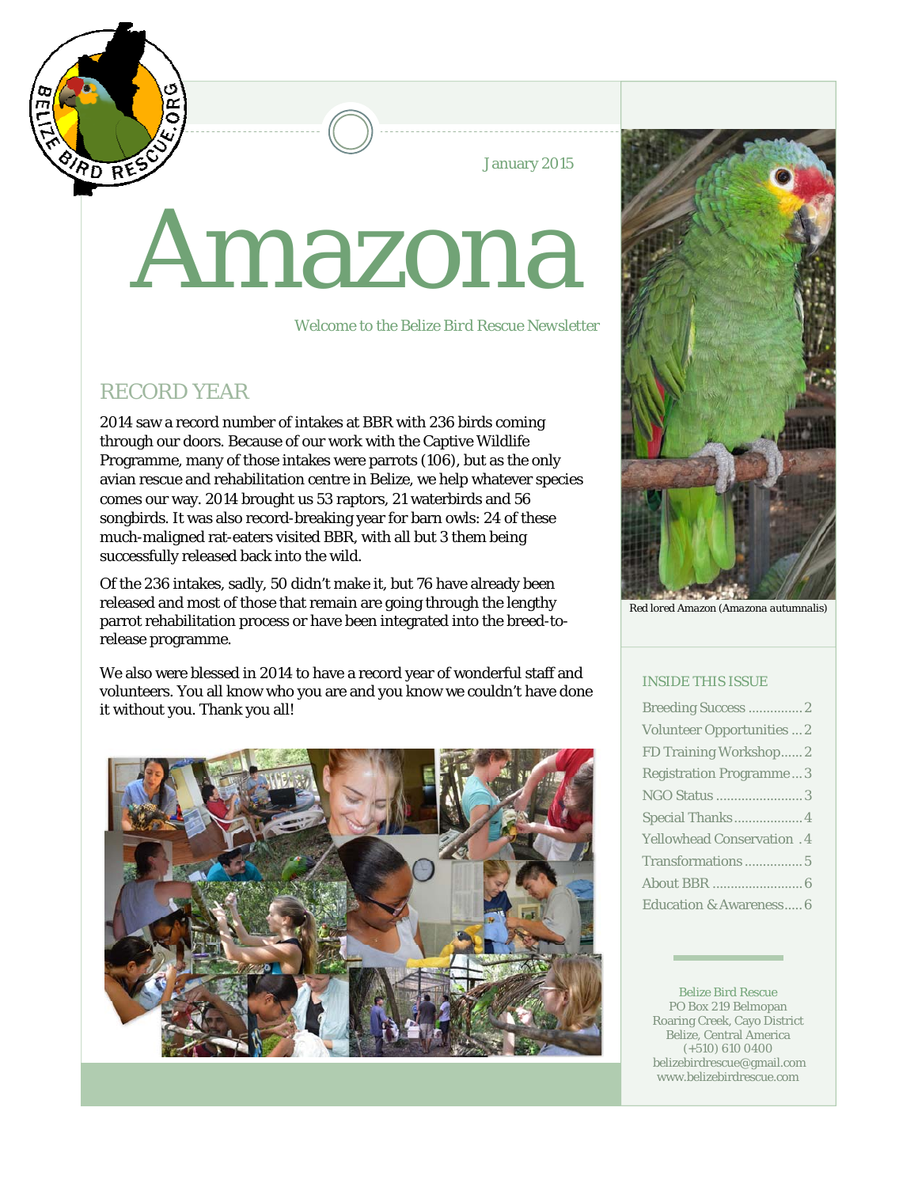January 2015

# Amazona

Welcome to the Belize Bird Rescue Newsletter

## RECORD YEAR

2014 saw a record number of intakes at BBR with 236 birds coming through our doors. Because of our work with the Captive Wildlife Programme, many of those intakes were parrots (106), but as the only avian rescue and rehabilitation centre in Belize, we help whatever species comes our way. 2014 brought us 53 raptors, 21 waterbirds and 56 songbirds. It was also record-breaking year for barn owls: 24 of these much-maligned rat-eaters visited BBR, with all but 3 them being successfully released back into the wild.

Of the 236 intakes, sadly, 50 didn't make it, but 76 have already been released and most of those that remain are going through the lengthy parrot rehabilitation process or have been integrated into the breed-to-release programme.

We also were blessed in 2014 to have a record year of wonderful staff and volunteers. You all know who you are and you know we couldn't have done it without you. Thank you all!

Red lored Amazon (Amazona autumnalis)

### INSIDE THIS ISSUE

- Breeding Success ............... 2
- Volunteer Opportunities ... 2
- FD Training Workshop...... 2
- Registration Programme ... 3
- NGO Status ........................ 3
- Special Thanks ................... 4
- Yellowhead Conservation . 4
- Transformations ................ 5
- About BBR .......................... 6
- Education & Awareness..... 6

Belize Bird Rescue
PO Box 219 Belmopan
Roaring Creek, Cayo District
Belize, Central America
(+510) 610 0400
belizebirdrescue@gmail.com
www.belizebirdrescue.com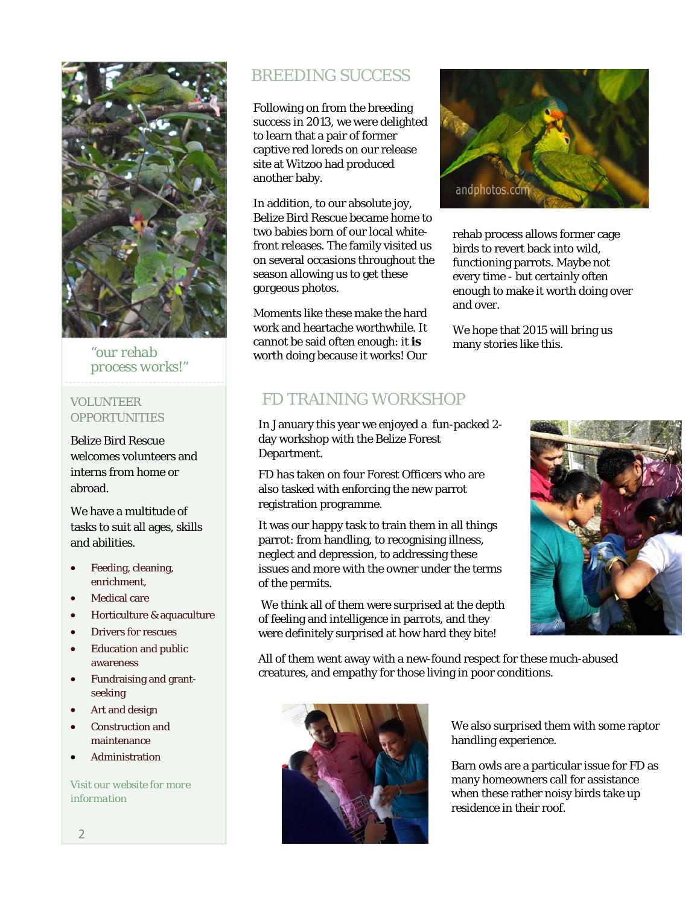## BREEDING SUCCESS

Following on from the breeding success in 2013, we were delighted to learn that a pair of former captive red loreds on our release site at Witzoo had produced another baby.

In addition, to our absolute joy, Belize Bird Rescue became home to two babies born of our local white-front releases. The family visited us on several occasions throughout the season allowing us to get these gorgeous photos.

Moments like these make the hard work and heartache worthwhile. It cannot be said often enough: it **is** worth doing because it works! Our rehab process allows former cage birds to revert back into wild, functioning parrots. Maybe not every time - but certainly often enough to make it worth doing over and over.

We hope that 2015 will bring us many stories like this.

andphotos.com

"our rehab process works!"

## FD TRAINING WORKSHOP

In January this year we enjoyed a fun-packed 2-day workshop with the Belize Forest Department.

FD has taken on four Forest Officers who are also tasked with enforcing the new parrot registration programme.

It was our happy task to train them in all things parrot: from handling, to recognising illness, neglect and depression, to addressing these issues and more with the owner under the terms of the permits.

We think all of them were surprised at the depth of feeling and intelligence in parrots, and they were definitely surprised at how hard they bite!

All of them went away with a new-found respect for these much-abused creatures, and empathy for those living in poor conditions.

We also surprised them with some raptor handling experience.

Barn owls are a particular issue for FD as many homeowners call for assistance when these rather noisy birds take up residence in their roof.

### VOLUNTEER OPPORTUNITIES

Belize Bird Rescue welcomes volunteers and interns from home or abroad.

We have a multitude of tasks to suit all ages, skills and abilities.

- Feeding, cleaning, enrichment,
- Medical care
- Horticulture & aquaculture
- Drivers for rescues
- Education and public awareness
- Fundraising and grant-seeking
- Art and design
- Construction and maintenance
- Administration

Visit our website for more information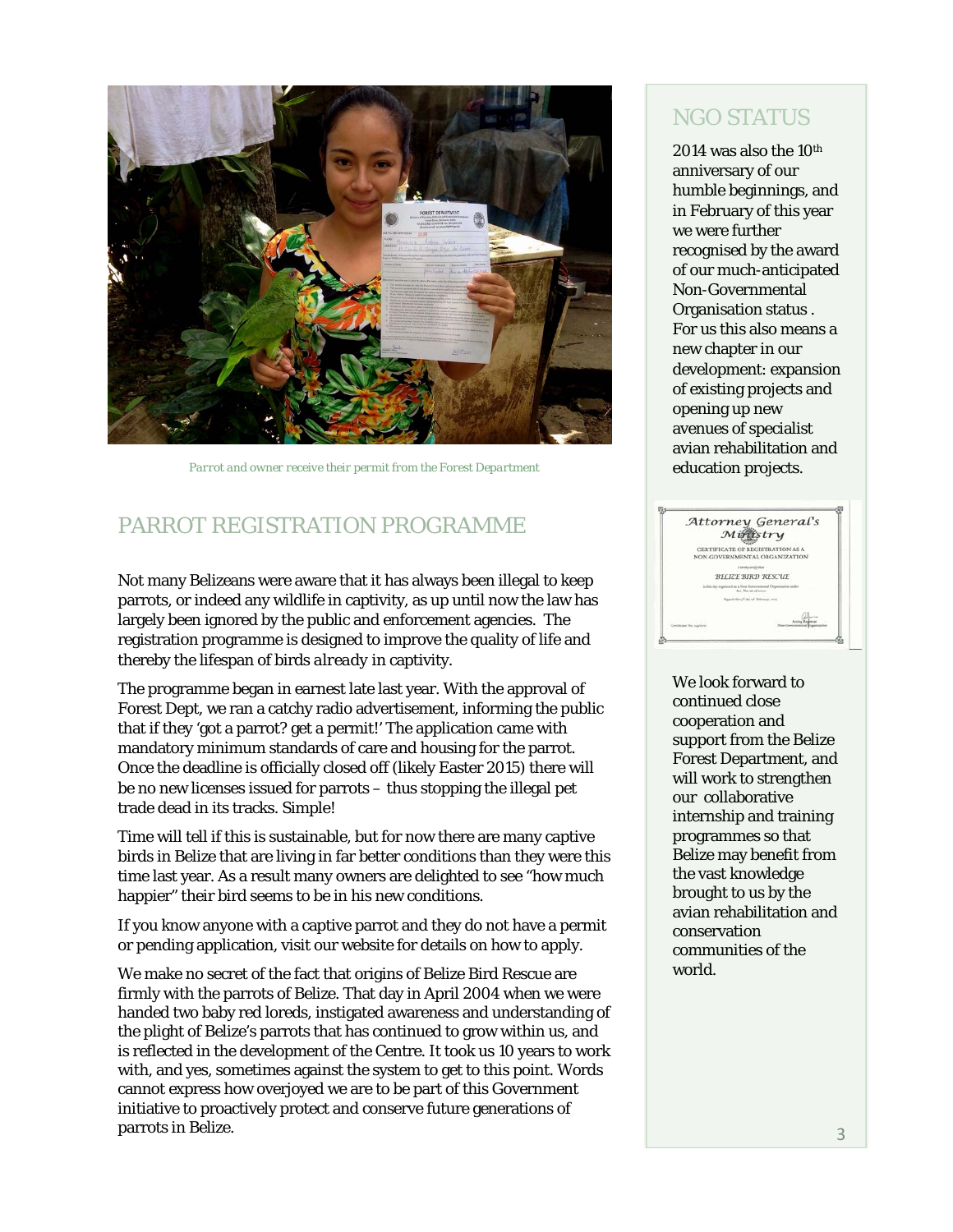Parrot and owner receive their permit from the Forest Department

## PARROT REGISTRATION PROGRAMME

Not many Belizeans were aware that it has always been illegal to keep parrots, or indeed any wildlife in captivity, as up until now the law has largely been ignored by the public and enforcement agencies. The registration programme is designed to improve the quality of life and thereby the lifespan of birds *already* in captivity.

The programme began in earnest late last year. With the approval of Forest Dept, we ran a catchy radio advertisement, informing the public that if they 'got a parrot? get a permit!' The application came with mandatory minimum standards of care and housing for the parrot. Once the deadline is officially closed off (likely Easter 2015) there will be no new licenses issued for parrots – thus stopping the illegal pet trade dead in its tracks. Simple!

Time will tell if this is sustainable, but for now there are many captive birds in Belize that are living in far better conditions than they were this time last year. As a result many owners are delighted to see "how much happier" their bird seems to be in his new conditions.

If you know anyone with a captive parrot and they do not have a permit or pending application, visit our website for details on how to apply.

We make no secret of the fact that origins of Belize Bird Rescue are firmly with the parrots of Belize. That day in April 2004 when we were handed two baby red loreds, instigated awareness and understanding of the plight of Belize's parrots that has continued to grow within us, and is reflected in the development of the Centre. It took us 10 years to work with, and yes, sometimes against the system to get to this point. Words cannot express how overjoyed we are to be part of this Government initiative to proactively protect and conserve future generations of parrots in Belize.

## NGO STATUS

2014 was also the 10th anniversary of our humble beginnings, and in February of this year we were further recognised by the award of our much-anticipated Non-Governmental Organisation status . For us this also means a new chapter in our development: expansion of existing projects and opening up new avenues of specialist avian rehabilitation and education projects.

We look forward to continued close cooperation and support from the Belize Forest Department, and will work to strengthen our collaborative internship and training programmes so that Belize may benefit from the vast knowledge brought to us by the avian rehabilitation and conservation communities of the world.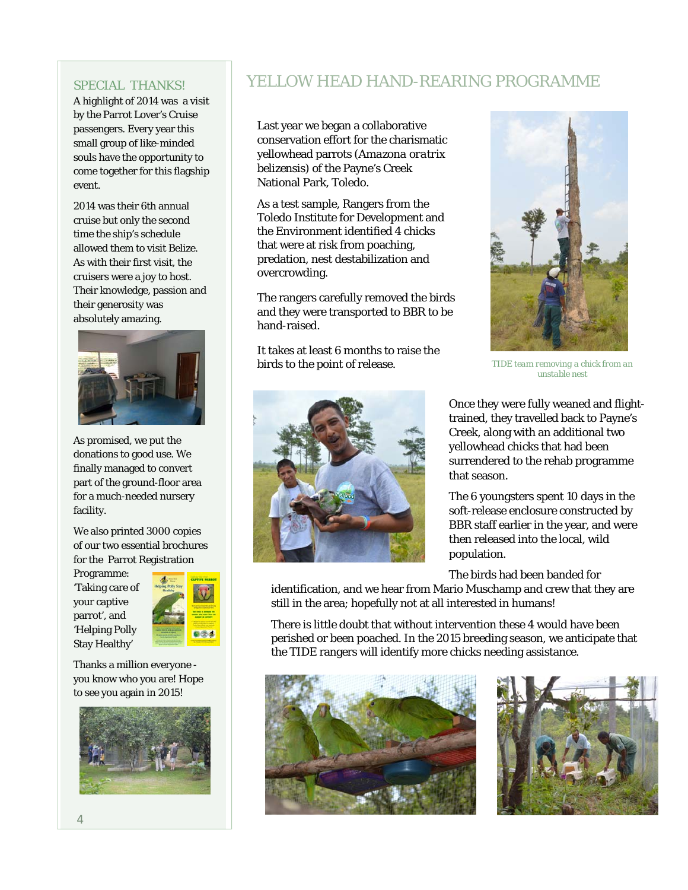## SPECIAL THANKS!

A highlight of 2014 was a visit by the Parrot Lover's Cruise passengers. Every year this small group of like-minded souls have the opportunity to come together for this flagship event.

2014 was their 6th annual cruise but only the second time the ship's schedule allowed them to visit Belize. As with their first visit, the cruisers were a joy to host. Their knowledge, passion and their generosity was absolutely amazing.

As promised, we put the donations to good use. We finally managed to convert part of the ground-floor area for a much-needed nursery facility.

We also printed 3000 copies of our two essential brochures for the Parrot Registration Programme: 'Taking care of your captive parrot', and 'Helping Polly Stay Healthy'

Thanks a million everyone - you know who you are! Hope to see you again in 2015!

## YELLOW HEAD HAND-REARING PROGRAMME

Last year we began a collaborative conservation effort for the charismatic yellowhead parrots (*Amazona oratrix belizensis*) of the Payne's Creek National Park, Toledo.

As a test sample, Rangers from the Toledo Institute for Development and the Environment identified 4 chicks that were at risk from poaching, predation, nest destabilization and overcrowding.

The rangers carefully removed the birds and they were transported to BBR to be hand-raised.

It takes at least 6 months to raise the birds to the point of release.

*TIDE team removing a chick from an unstable nest*

Once they were fully weaned and flight-trained, they travelled back to Payne's Creek, along with an additional two yellowhead chicks that had been surrendered to the rehab programme that season.

The 6 youngsters spent 10 days in the soft-release enclosure constructed by BBR staff earlier in the year, and were then released into the local, wild population.

The birds had been banded for identification, and we hear from Mario Muschamp and crew that they are still in the area; hopefully not at all interested in humans!

There is little doubt that without intervention these 4 would have been perished or been poached. In the 2015 breeding season, we anticipate that the TIDE rangers will identify more chicks needing assistance.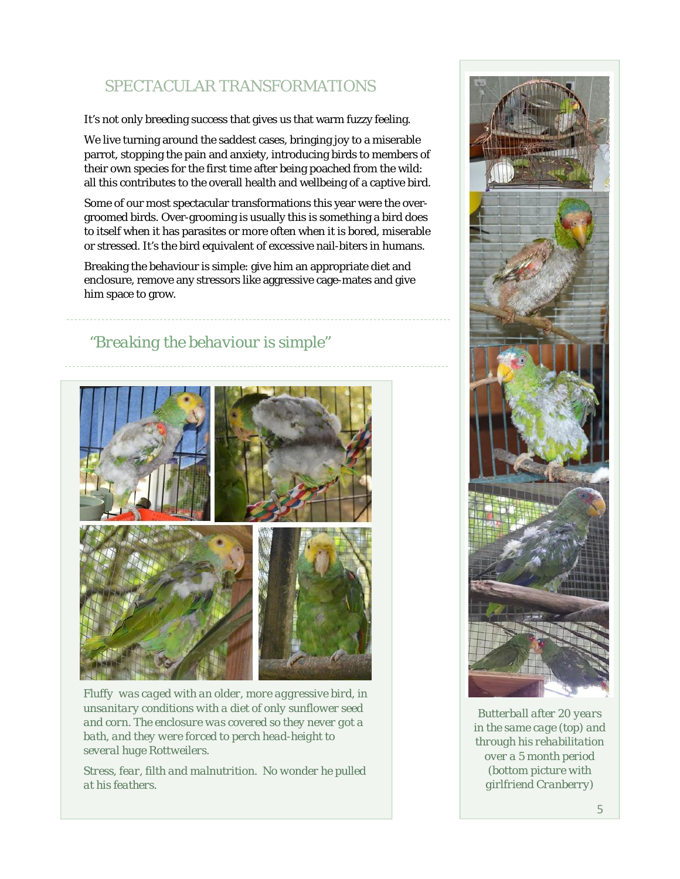## SPECTACULAR TRANSFORMATIONS

It's not only breeding success that gives us that warm fuzzy feeling.

We live turning around the saddest cases, bringing joy to a miserable parrot, stopping the pain and anxiety, introducing birds to members of their own species for the first time after being poached from the wild: all this contributes to the overall health and wellbeing of a captive bird.

Some of our most spectacular transformations this year were the over-groomed birds. Over-grooming is usually this is something a bird does to itself when it has parasites or more often when it is bored, miserable or stressed. It's the bird equivalent of excessive nail-biters in humans.

Breaking the behaviour is simple: give him an appropriate diet and enclosure, remove any stressors like aggressive cage-mates and give him space to grow.

*"Breaking the behaviour is simple"*

*Fluffy was caged with an older, more aggressive bird, in unsanitary conditions with a diet of only sunflower seed and corn. The enclosure was covered so they never got a bath, and they were forced to perch head-height to several huge Rottweilers.*

*Stress, fear, filth and malnutrition. No wonder he pulled at his feathers.*

*Butterball after 20 years in the same cage (top) and through his rehabilitation over a 5 month period (bottom picture with girlfriend Cranberry)*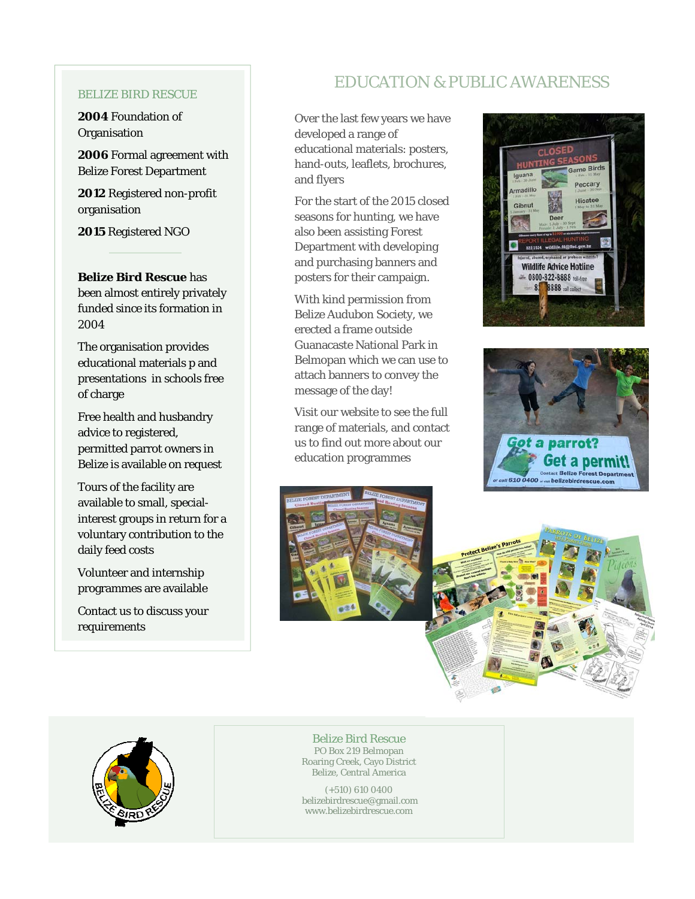## BELIZE BIRD RESCUE

**2004** Foundation of Organisation

**2006** Formal agreement with Belize Forest Department

**2012** Registered non-profit organisation

**2015** Registered NGO

**Belize Bird Rescue** has been almost entirely privately funded since its formation in 2004

The organisation provides educational materials p and presentations in schools free of charge

Free health and husbandry advice to registered, permitted parrot owners in Belize is available on request

Tours of the facility are available to small, special-interest groups in return for a voluntary contribution to the daily feed costs

Volunteer and internship programmes are available

Contact us to discuss your requirements

# EDUCATION & PUBLIC AWARENESS

Over the last few years we have developed a range of educational materials: posters, hand-outs, leaflets, brochures, and flyers

For the start of the 2015 closed seasons for hunting, we have also been assisting Forest Department with developing and purchasing banners and posters for their campaign.

With kind permission from Belize Audubon Society, we erected a frame outside Guanacaste National Park in Belmopan which we can use to attach banners to convey the message of the day!

Visit our website to see the full range of materials, and contact us to find out more about our education programmes

Belize Bird Rescue
PO Box 219 Belmopan
Roaring Creek, Cayo District
Belize, Central America

(+510) 610 0400
belizebirdrescue@gmail.com
www.belizebirdrescue.com